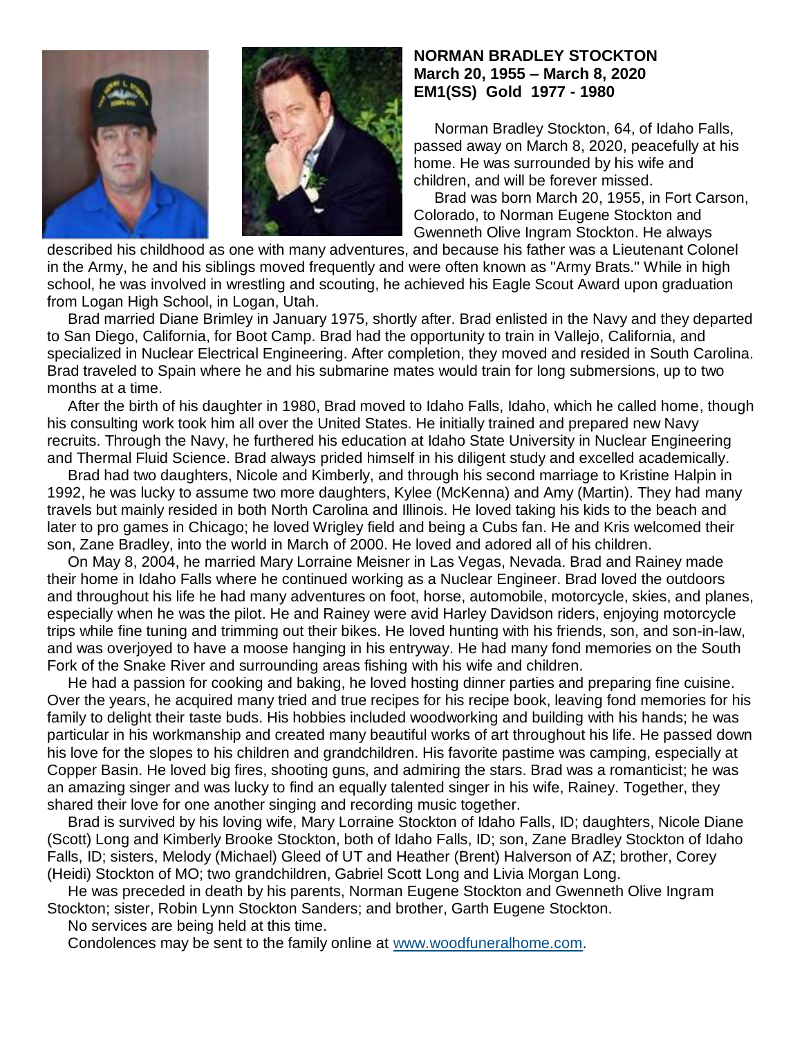**NORMAN BRADLEY STOCKTON**
**March 20, 1955 – March 8, 2020**
**EM1(SS) Gold 1977 - 1980**

Norman Bradley Stockton, 64, of Idaho Falls, passed away on March 8, 2020, peacefully at his home. He was surrounded by his wife and children, and will be forever missed.

Brad was born March 20, 1955, in Fort Carson, Colorado, to Norman Eugene Stockton and Gwenneth Olive Ingram Stockton. He always described his childhood as one with many adventures, and because his father was a Lieutenant Colonel in the Army, he and his siblings moved frequently and were often known as "Army Brats." While in high school, he was involved in wrestling and scouting, he achieved his Eagle Scout Award upon graduation from Logan High School, in Logan, Utah.

Brad married Diane Brimley in January 1975, shortly after. Brad enlisted in the Navy and they departed to San Diego, California, for Boot Camp. Brad had the opportunity to train in Vallejo, California, and specialized in Nuclear Electrical Engineering. After completion, they moved and resided in South Carolina. Brad traveled to Spain where he and his submarine mates would train for long submersions, up to two months at a time.

After the birth of his daughter in 1980, Brad moved to Idaho Falls, Idaho, which he called home, though his consulting work took him all over the United States. He initially trained and prepared new Navy recruits. Through the Navy, he furthered his education at Idaho State University in Nuclear Engineering and Thermal Fluid Science. Brad always prided himself in his diligent study and excelled academically.

Brad had two daughters, Nicole and Kimberly, and through his second marriage to Kristine Halpin in 1992, he was lucky to assume two more daughters, Kylee (McKenna) and Amy (Martin). They had many travels but mainly resided in both North Carolina and Illinois. He loved taking his kids to the beach and later to pro games in Chicago; he loved Wrigley field and being a Cubs fan. He and Kris welcomed their son, Zane Bradley, into the world in March of 2000. He loved and adored all of his children.

On May 8, 2004, he married Mary Lorraine Meisner in Las Vegas, Nevada. Brad and Rainey made their home in Idaho Falls where he continued working as a Nuclear Engineer. Brad loved the outdoors and throughout his life he had many adventures on foot, horse, automobile, motorcycle, skies, and planes, especially when he was the pilot. He and Rainey were avid Harley Davidson riders, enjoying motorcycle trips while fine tuning and trimming out their bikes. He loved hunting with his friends, son, and son-in-law, and was overjoyed to have a moose hanging in his entryway. He had many fond memories on the South Fork of the Snake River and surrounding areas fishing with his wife and children.

He had a passion for cooking and baking, he loved hosting dinner parties and preparing fine cuisine. Over the years, he acquired many tried and true recipes for his recipe book, leaving fond memories for his family to delight their taste buds. His hobbies included woodworking and building with his hands; he was particular in his workmanship and created many beautiful works of art throughout his life. He passed down his love for the slopes to his children and grandchildren. His favorite pastime was camping, especially at Copper Basin. He loved big fires, shooting guns, and admiring the stars. Brad was a romanticist; he was an amazing singer and was lucky to find an equally talented singer in his wife, Rainey. Together, they shared their love for one another singing and recording music together.

Brad is survived by his loving wife, Mary Lorraine Stockton of Idaho Falls, ID; daughters, Nicole Diane (Scott) Long and Kimberly Brooke Stockton, both of Idaho Falls, ID; son, Zane Bradley Stockton of Idaho Falls, ID; sisters, Melody (Michael) Gleed of UT and Heather (Brent) Halverson of AZ; brother, Corey (Heidi) Stockton of MO; two grandchildren, Gabriel Scott Long and Livia Morgan Long.

He was preceded in death by his parents, Norman Eugene Stockton and Gwenneth Olive Ingram Stockton; sister, Robin Lynn Stockton Sanders; and brother, Garth Eugene Stockton.

No services are being held at this time.

Condolences may be sent to the family online at www.woodfuneralhome.com.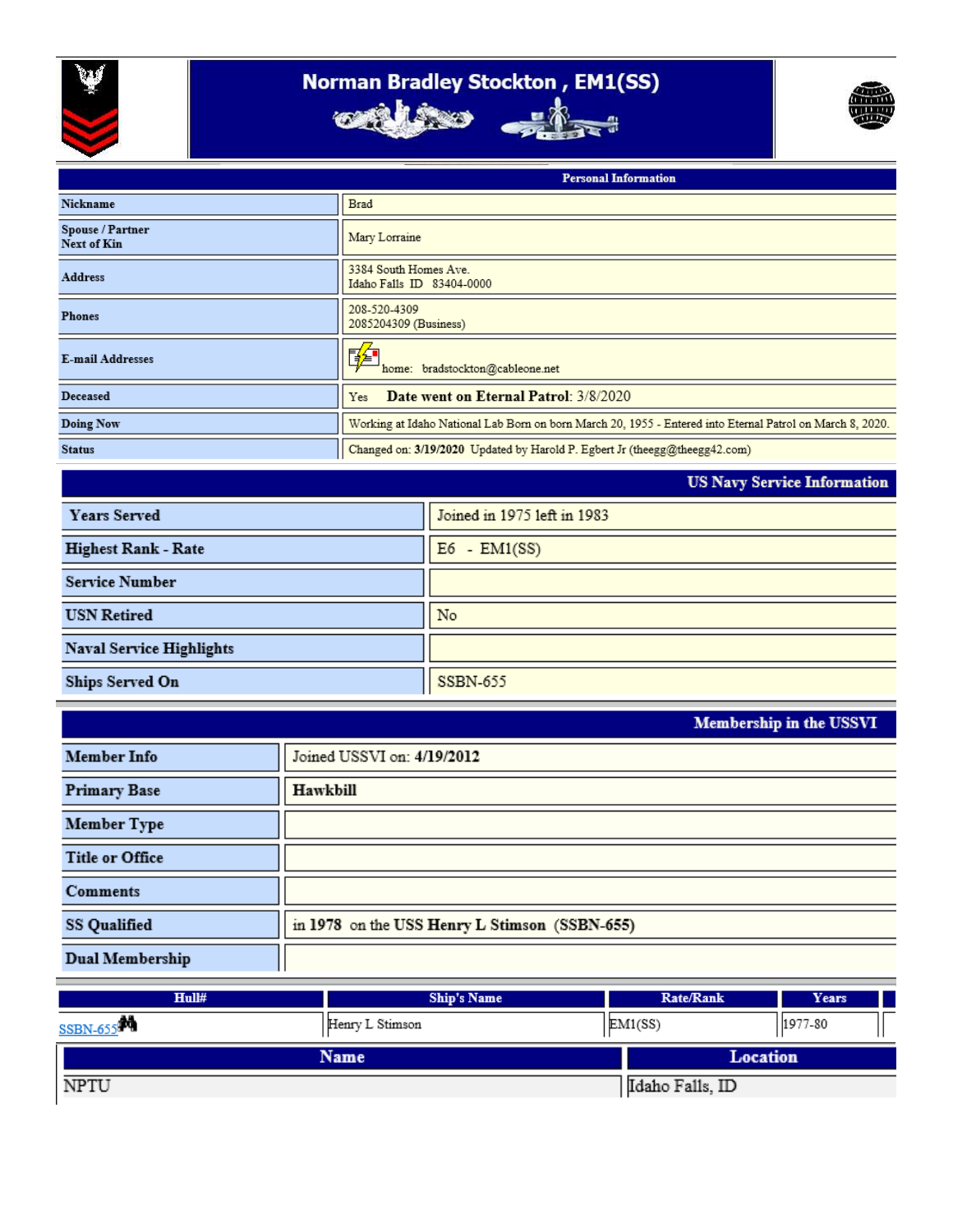# Norman Bradley Stockton , EM1(SS)

| Personal Information | |
|---|---|
| Nickname | Brad |
| Spouse / Partner Next of Kin | Mary Lorraine |
| Address | 3384 South Homes Ave. Idaho Falls ID 83404-0000 |
| Phones | 208-520-4309 2085204309 (Business) |
| E-mail Addresses | home: bradstockton@cableone.net |
| Deceased | Yes **Date went on Eternal Patrol**: 3/8/2020 |
| Doing Now | Working at Idaho National Lab Born on born March 20, 1955 - Entered into Eternal Patrol on March 8, 2020. |
| Status | Changed on: **3/19/2020** Updated by Harold P. Egbert Jr (theegg@theegg42.com) |

| US Navy Service Information | |
|---|---|
| Years Served | Joined in 1975 left in 1983 |
| Highest Rank - Rate | E6 - EM1(SS) |
| Service Number | |
| USN Retired | No |
| Naval Service Highlights | |
| Ships Served On | SSBN-655 |

| Membership in the USSVI | |
|---|---|
| Member Info | Joined USSVI on: **4/19/2012** |
| Primary Base | **Hawkbill** |
| Member Type | |
| Title or Office | |
| Comments | |
| SS Qualified | in **1978** on the **USS Henry L Stimson** **(SSBN-655)** |
| Dual Membership | |

| Hull# | Ship's Name | Rate/Rank | Years |
|---|---|---|---|
| SSBN-655 | Henry L Stimson | EM1(SS) | 1977-80 |

| Name | Location |
|---|---|
| NPTU | Idaho Falls, ID |